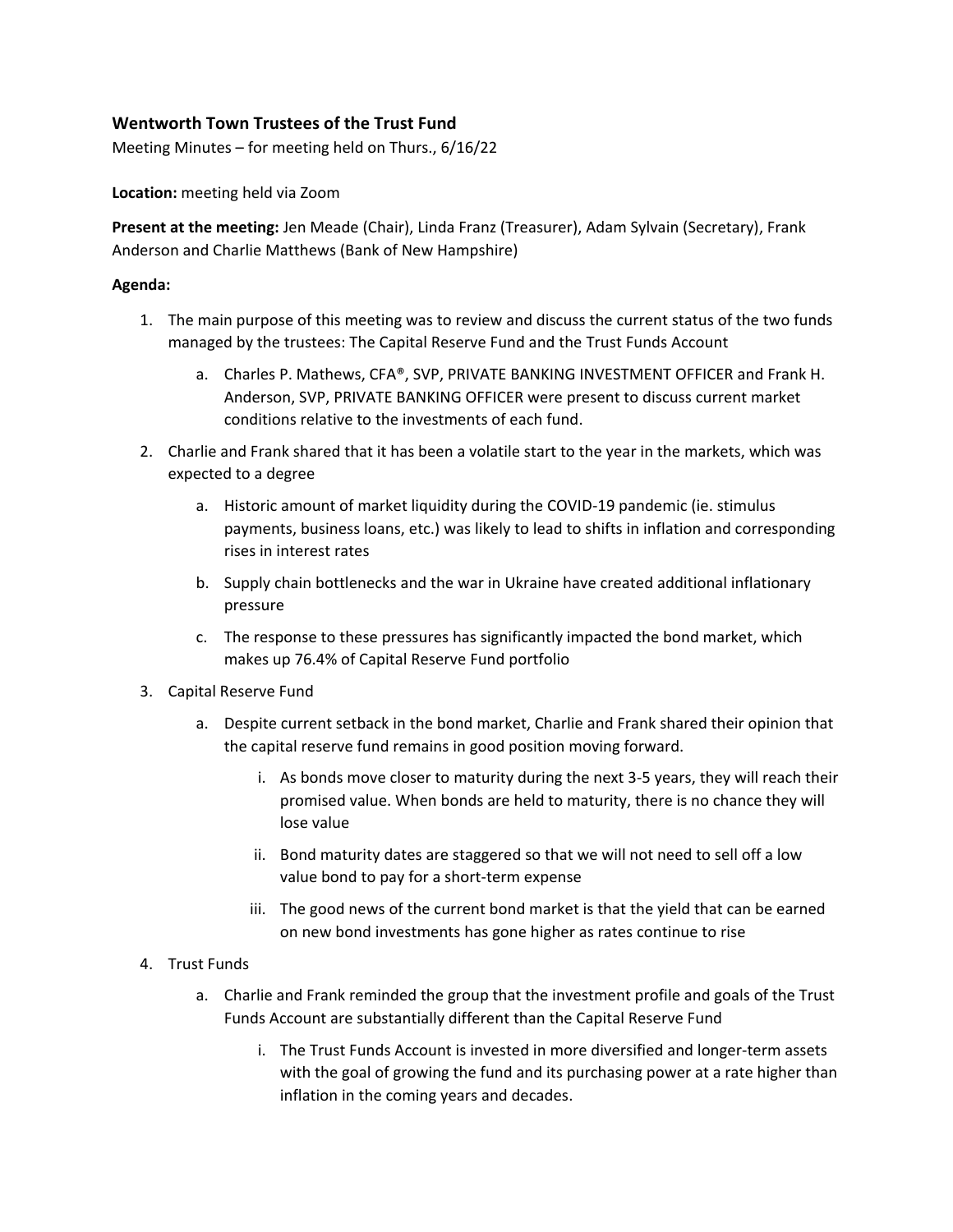### Wentworth Town Trustees of the Trust Fund

Meeting Minutes – for meeting held on Thurs., 6/16/22

**Location:** meeting held via Zoom

**Present at the meeting:** Jen Meade (Chair), Linda Franz (Treasurer), Adam Sylvain (Secretary), Frank Anderson and Charlie Matthews (Bank of New Hampshire)

**Agenda:**

1. The main purpose of this meeting was to review and discuss the current status of the two funds managed by the trustees: The Capital Reserve Fund and the Trust Funds Account
    a. Charles P. Mathews, CFA®, SVP, PRIVATE BANKING INVESTMENT OFFICER and Frank H. Anderson, SVP, PRIVATE BANKING OFFICER were present to discuss current market conditions relative to the investments of each fund.
2. Charlie and Frank shared that it has been a volatile start to the year in the markets, which was expected to a degree
    a. Historic amount of market liquidity during the COVID-19 pandemic (ie. stimulus payments, business loans, etc.) was likely to lead to shifts in inflation and corresponding rises in interest rates
    b. Supply chain bottlenecks and the war in Ukraine have created additional inflationary pressure
    c. The response to these pressures has significantly impacted the bond market, which makes up 76.4% of Capital Reserve Fund portfolio
3. Capital Reserve Fund
    a. Despite current setback in the bond market, Charlie and Frank shared their opinion that the capital reserve fund remains in good position moving forward.
        i. As bonds move closer to maturity during the next 3-5 years, they will reach their promised value. When bonds are held to maturity, there is no chance they will lose value
        ii. Bond maturity dates are staggered so that we will not need to sell off a low value bond to pay for a short-term expense
        iii. The good news of the current bond market is that the yield that can be earned on new bond investments has gone higher as rates continue to rise
4. Trust Funds
    a. Charlie and Frank reminded the group that the investment profile and goals of the Trust Funds Account are substantially different than the Capital Reserve Fund
        i. The Trust Funds Account is invested in more diversified and longer-term assets with the goal of growing the fund and its purchasing power at a rate higher than inflation in the coming years and decades.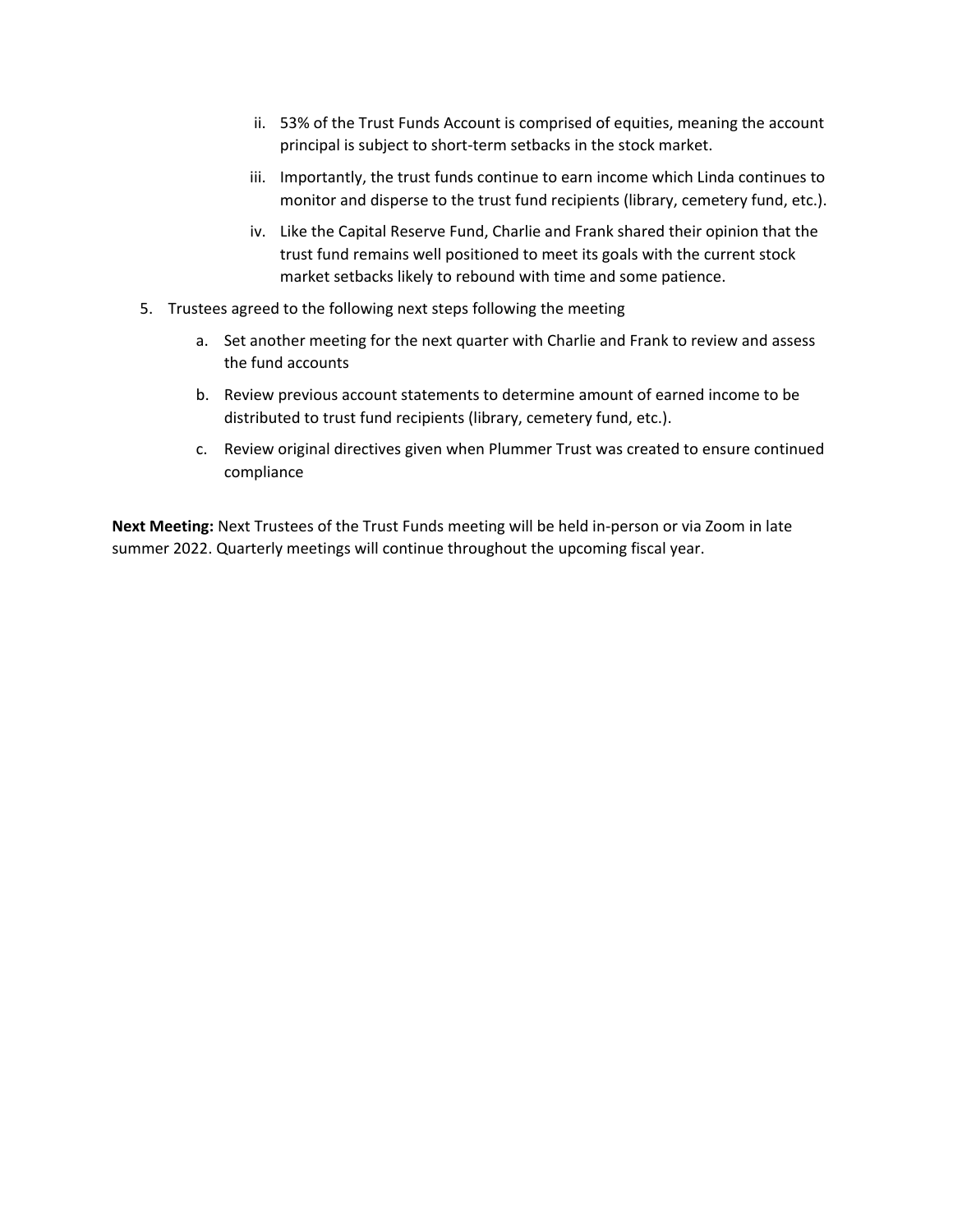ii. 53% of the Trust Funds Account is comprised of equities, meaning the account principal is subject to short-term setbacks in the stock market.

   iii. Importantly, the trust funds continue to earn income which Linda continues to monitor and disperse to the trust fund recipients (library, cemetery fund, etc.).

   iv. Like the Capital Reserve Fund, Charlie and Frank shared their opinion that the trust fund remains well positioned to meet its goals with the current stock market setbacks likely to rebound with time and some patience.

5. Trustees agreed to the following next steps following the meeting
   a. Set another meeting for the next quarter with Charlie and Frank to review and assess the fund accounts
   b. Review previous account statements to determine amount of earned income to be distributed to trust fund recipients (library, cemetery fund, etc.).
   c. Review original directives given when Plummer Trust was created to ensure continued compliance

**Next Meeting:** Next Trustees of the Trust Funds meeting will be held in-person or via Zoom in late summer 2022. Quarterly meetings will continue throughout the upcoming fiscal year.